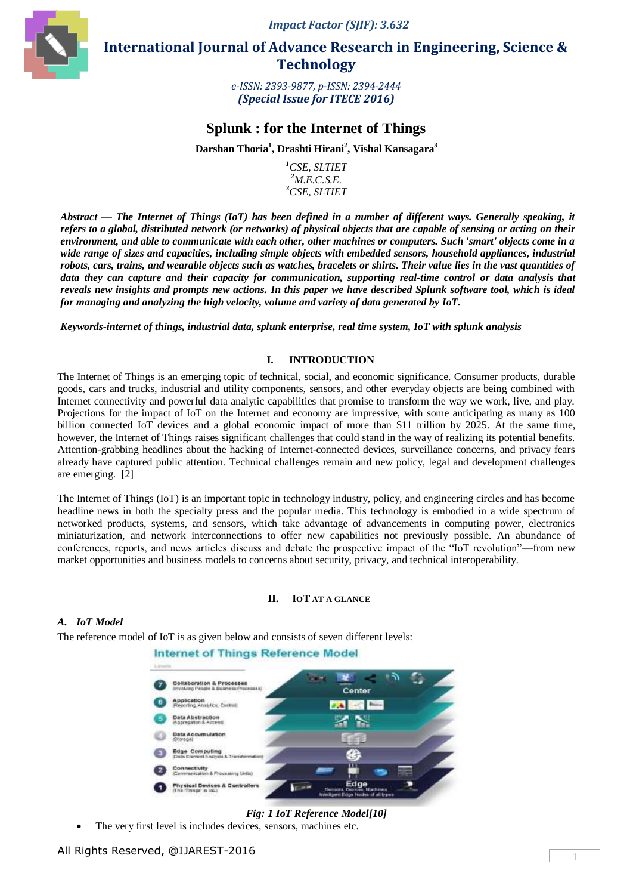Impact Factor (SJIF): 3.632

# International Journal of Advance Research in Engineering, Science & Technology

e-ISSN: 2393-9877, p-ISSN: 2394-2444
**(Special Issue for ITECE 2016)**

# Splunk : for the Internet of Things

**Darshan Thoria[1], Drashti Hirani[2], Vishal Kansagara[3]**

*[1]CSE, SLTIET*
*[2]M.E.C.S.E.*
*[3]CSE, SLTIET*

***Abstract — The Internet of Things (IoT) has been defined in a number of different ways. Generally speaking, it refers to a global, distributed network (or networks) of physical objects that are capable of sensing or acting on their environment, and able to communicate with each other, other machines or computers. Such 'smart' objects come in a wide range of sizes and capacities, including simple objects with embedded sensors, household appliances, industrial robots, cars, trains, and wearable objects such as watches, bracelets or shirts. Their value lies in the vast quantities of data they can capture and their capacity for communication, supporting real-time control or data analysis that reveals new insights and prompts new actions. In this paper we have described Splunk software tool, which is ideal for managing and analyzing the high velocity, volume and variety of data generated by IoT.***

***Keywords-internet of things, industrial data, splunk enterprise, real time system, IoT with splunk analysis***

## I. INTRODUCTION

The Internet of Things is an emerging topic of technical, social, and economic significance. Consumer products, durable goods, cars and trucks, industrial and utility components, sensors, and other everyday objects are being combined with Internet connectivity and powerful data analytic capabilities that promise to transform the way we work, live, and play. Projections for the impact of IoT on the Internet and economy are impressive, with some anticipating as many as 100 billion connected IoT devices and a global economic impact of more than $11 trillion by 2025. At the same time, however, the Internet of Things raises significant challenges that could stand in the way of realizing its potential benefits. Attention-grabbing headlines about the hacking of Internet-connected devices, surveillance concerns, and privacy fears already have captured public attention. Technical challenges remain and new policy, legal and development challenges are emerging. [2]

The Internet of Things (IoT) is an important topic in technology industry, policy, and engineering circles and has become headline news in both the specialty press and the popular media. This technology is embodied in a wide spectrum of networked products, systems, and sensors, which take advantage of advancements in computing power, electronics miniaturization, and network interconnections to offer new capabilities not previously possible. An abundance of conferences, reports, and news articles discuss and debate the prospective impact of the "IoT revolution"—from new market opportunities and business models to concerns about security, privacy, and technical interoperability.

## II. IoT AT A GLANCE

### A. IoT Model

The reference model of IoT is as given below and consists of seven different levels:

*Fig: 1 IoT Reference Model[10]*

- The very first level is includes devices, sensors, machines etc.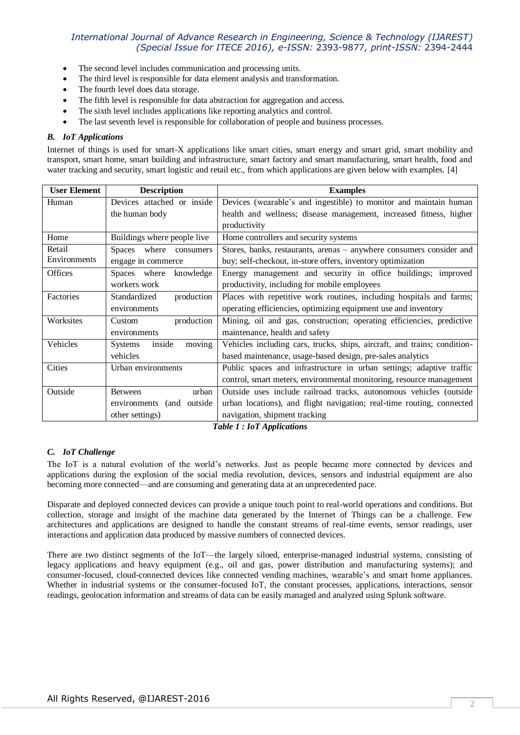- The second level includes communication and processing units.
- The third level is responsible for data element analysis and transformation.
- The fourth level does data storage.
- The fifth level is responsible for data abstraction for aggregation and access.
- The sixth level includes applications like reporting analytics and control.
- The last seventh level is responsible for collaboration of people and business processes.

### *B. IoT Applications*

Internet of things is used for smart-X applications like smart cities, smart energy and smart grid, smart mobility and transport, smart home, smart building and infrastructure, smart factory and smart manufacturing, smart health, food and water tracking and security, smart logistic and retail etc., from which applications are given below with examples. [4]

| User Element | Description | Examples |
|---|---|---|
| Human | Devices attached or inside the human body | Devices (wearable's and ingestible) to monitor and maintain human health and wellness; disease management, increased fitness, higher productivity |
| Home | Buildings where people live | Home controllers and security systems |
| Retail Environments | Spaces where consumers engage in commerce | Stores, banks, restaurants, arenas – anywhere consumers consider and buy; self-checkout, in-store offers, inventory optimization |
| Offices | Spaces where knowledge workers work | Energy management and security in office buildings; improved productivity, including for mobile employees |
| Factories | Standardized production environments | Places with repetitive work routines, including hospitals and farms; operating efficiencies, optimizing equipment use and inventory |
| Worksites | Custom production environments | Mining, oil and gas, construction; operating efficiencies, predictive maintenance, health and safety |
| Vehicles | Systems inside moving vehicles | Vehicles including cars, trucks, ships, aircraft, and trains; condition-based maintenance, usage-based design, pre-sales analytics |
| Cities | Urban environments | Public spaces and infrastructure in urban settings; adaptive traffic control, smart meters, environmental monitoring, resource management |
| Outside | Between urban environments (and outside other settings) | Outside uses include railroad tracks, autonomous vehicles (outside urban locations), and flight navigation; real-time routing, connected navigation, shipment tracking |

***Table 1 : IoT Applications***

### *C. IoT Challenge*

The IoT is a natural evolution of the world's networks. Just as people became more connected by devices and applications during the explosion of the social media revolution, devices, sensors and industrial equipment are also becoming more connected—and are consuming and generating data at an unprecedented pace.

Disparate and deployed connected devices can provide a unique touch point to real-world operations and conditions. But collection, storage and insight of the machine data generated by the Internet of Things can be a challenge. Few architectures and applications are designed to handle the constant streams of real-time events, sensor readings, user interactions and application data produced by massive numbers of connected devices.

There are two distinct segments of the IoT—the largely siloed, enterprise-managed industrial systems, consisting of legacy applications and heavy equipment (e.g., oil and gas, power distribution and manufacturing systems); and consumer-focused, cloud-connected devices like connected vending machines, wearable's and smart home appliances. Whether in industrial systems or the consumer-focused IoT, the constant processes, applications, interactions, sensor readings, geolocation information and streams of data can be easily managed and analyzed using Splunk software.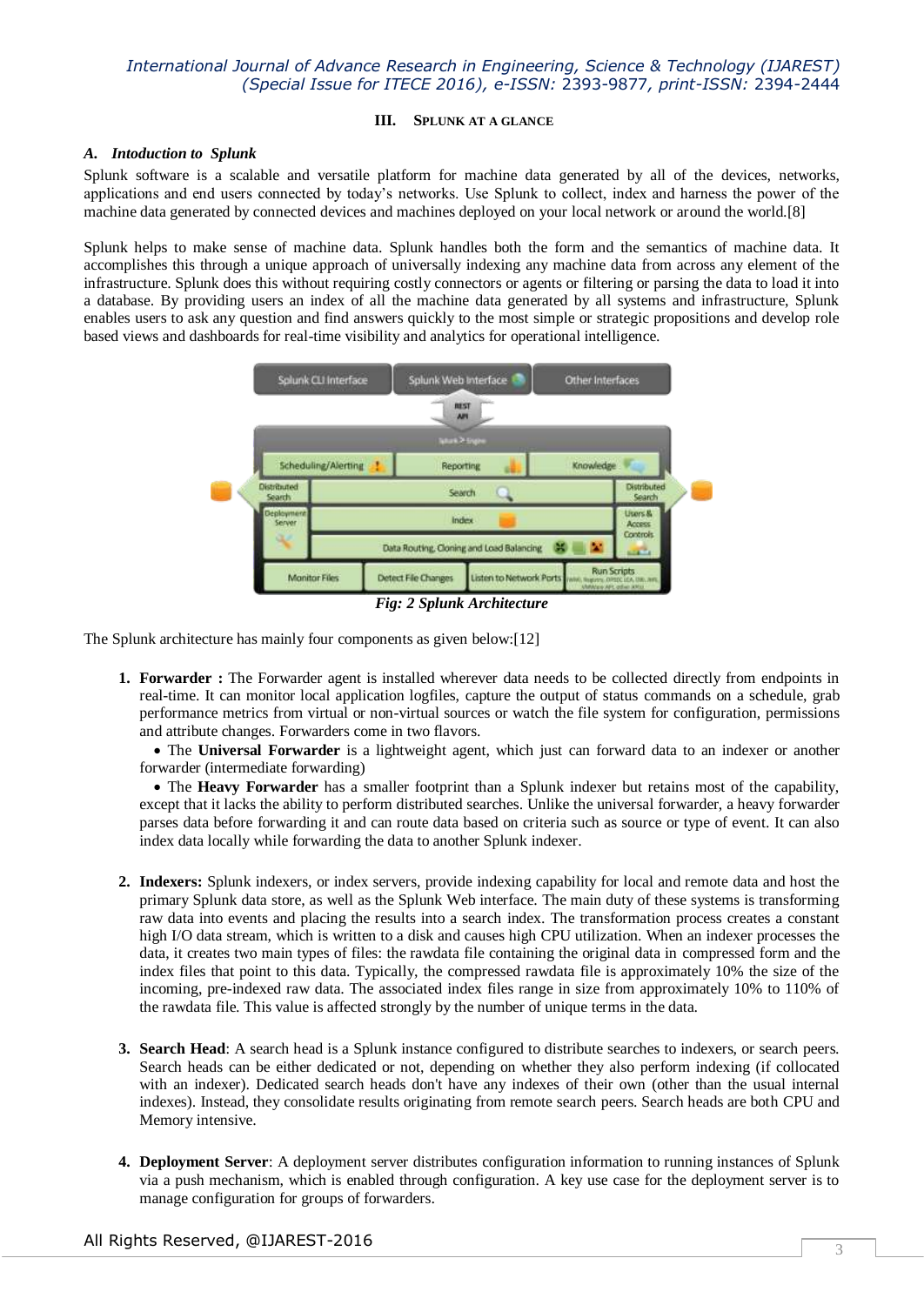## III. SPLUNK AT A GLANCE

### A. Intoduction to Splunk

Splunk software is a scalable and versatile platform for machine data generated by all of the devices, networks, applications and end users connected by today's networks. Use Splunk to collect, index and harness the power of the machine data generated by connected devices and machines deployed on your local network or around the world.[8]

Splunk helps to make sense of machine data. Splunk handles both the form and the semantics of machine data. It accomplishes this through a unique approach of universally indexing any machine data from across any element of the infrastructure. Splunk does this without requiring costly connectors or agents or filtering or parsing the data to load it into a database. By providing users an index of all the machine data generated by all systems and infrastructure, Splunk enables users to ask any question and find answers quickly to the most simple or strategic propositions and develop role based views and dashboards for real-time visibility and analytics for operational intelligence.

*Fig: 2 Splunk Architecture*

The Splunk architecture has mainly four components as given below:[12]

1. **Forwarder :** The Forwarder agent is installed wherever data needs to be collected directly from endpoints in real-time. It can monitor local application logfiles, capture the output of status commands on a schedule, grab performance metrics from virtual or non-virtual sources or watch the file system for configuration, permissions and attribute changes. Forwarders come in two flavors.
   - The **Universal Forwarder** is a lightweight agent, which just can forward data to an indexer or another forwarder (intermediate forwarding)
   - The **Heavy Forwarder** has a smaller footprint than a Splunk indexer but retains most of the capability, except that it lacks the ability to perform distributed searches. Unlike the universal forwarder, a heavy forwarder parses data before forwarding it and can route data based on criteria such as source or type of event. It can also index data locally while forwarding the data to another Splunk indexer.

2. **Indexers:** Splunk indexers, or index servers, provide indexing capability for local and remote data and host the primary Splunk data store, as well as the Splunk Web interface. The main duty of these systems is transforming raw data into events and placing the results into a search index. The transformation process creates a constant high I/O data stream, which is written to a disk and causes high CPU utilization. When an indexer processes the data, it creates two main types of files: the rawdata file containing the original data in compressed form and the index files that point to this data. Typically, the compressed rawdata file is approximately 10% the size of the incoming, pre-indexed raw data. The associated index files range in size from approximately 10% to 110% of the rawdata file. This value is affected strongly by the number of unique terms in the data.

3. **Search Head**: A search head is a Splunk instance configured to distribute searches to indexers, or search peers. Search heads can be either dedicated or not, depending on whether they also perform indexing (if collocated with an indexer). Dedicated search heads don't have any indexes of their own (other than the usual internal indexes). Instead, they consolidate results originating from remote search peers. Search heads are both CPU and Memory intensive.

4. **Deployment Server**: A deployment server distributes configuration information to running instances of Splunk via a push mechanism, which is enabled through configuration. A key use case for the deployment server is to manage configuration for groups of forwarders.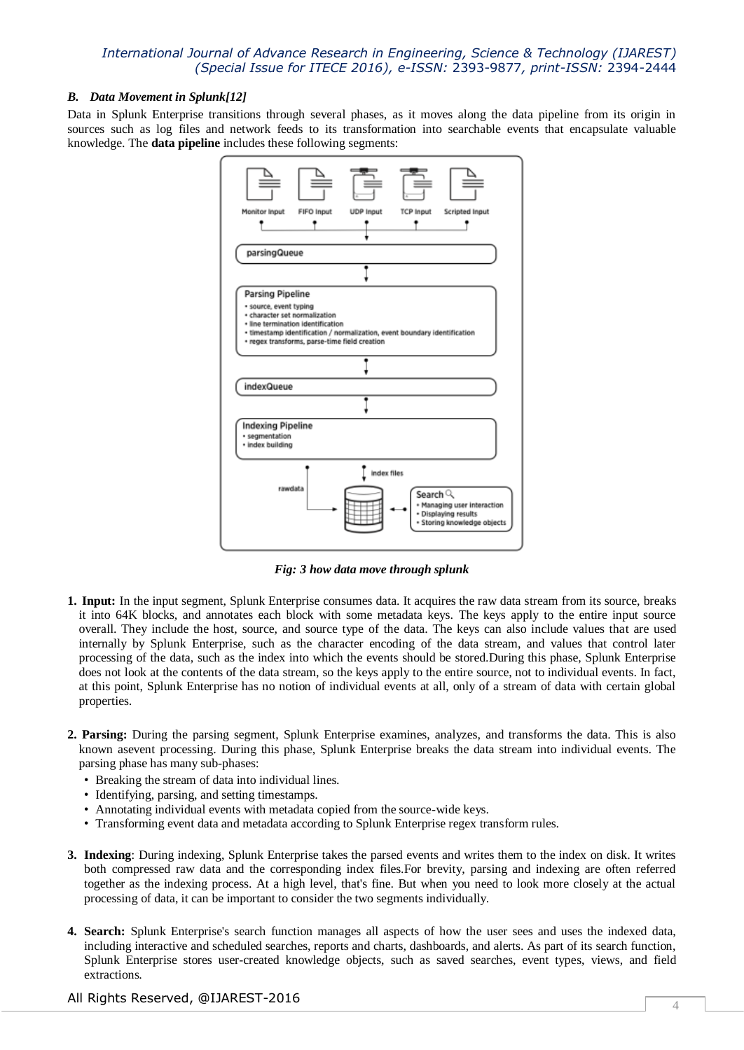### B. Data Movement in Splunk[12]

Data in Splunk Enterprise transitions through several phases, as it moves along the data pipeline from its origin in sources such as log files and network feeds to its transformation into searchable events that encapsulate valuable knowledge. The **data pipeline** includes these following segments:

*Fig: 3 how data move through splunk*

1. **Input:** In the input segment, Splunk Enterprise consumes data. It acquires the raw data stream from its source, breaks it into 64K blocks, and annotates each block with some metadata keys. The keys apply to the entire input source overall. They include the host, source, and source type of the data. The keys can also include values that are used internally by Splunk Enterprise, such as the character encoding of the data stream, and values that control later processing of the data, such as the index into which the events should be stored.During this phase, Splunk Enterprise does not look at the contents of the data stream, so the keys apply to the entire source, not to individual events. In fact, at this point, Splunk Enterprise has no notion of individual events at all, only of a stream of data with certain global properties.

2. **Parsing:** During the parsing segment, Splunk Enterprise examines, analyzes, and transforms the data. This is also known asevent processing. During this phase, Splunk Enterprise breaks the data stream into individual events. The parsing phase has many sub-phases:
   - Breaking the stream of data into individual lines.
   - Identifying, parsing, and setting timestamps.
   - Annotating individual events with metadata copied from the source-wide keys.
   - Transforming event data and metadata according to Splunk Enterprise regex transform rules.

3. **Indexing**: During indexing, Splunk Enterprise takes the parsed events and writes them to the index on disk. It writes both compressed raw data and the corresponding index files.For brevity, parsing and indexing are often referred together as the indexing process. At a high level, that's fine. But when you need to look more closely at the actual processing of data, it can be important to consider the two segments individually.

4. **Search:** Splunk Enterprise's search function manages all aspects of how the user sees and uses the indexed data, including interactive and scheduled searches, reports and charts, dashboards, and alerts. As part of its search function, Splunk Enterprise stores user-created knowledge objects, such as saved searches, event types, views, and field extractions.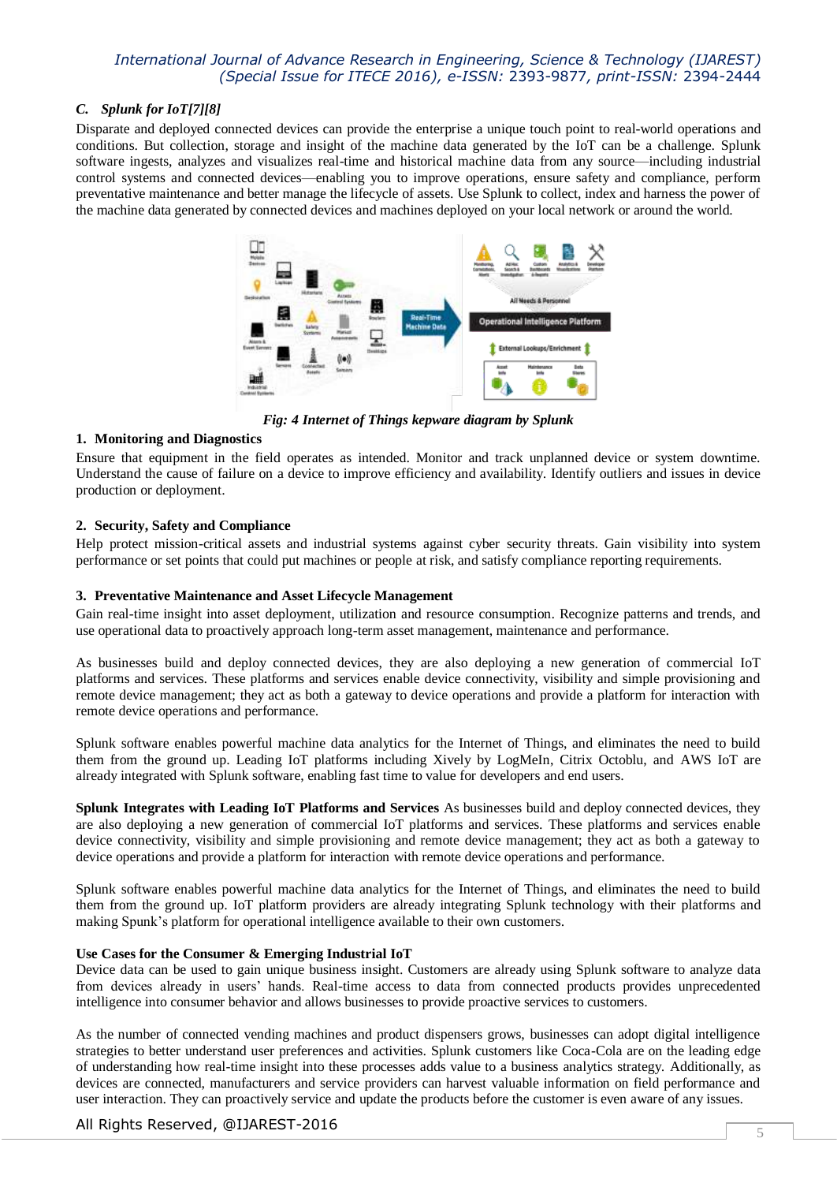### C. Splunk for IoT[7][8]

Disparate and deployed connected devices can provide the enterprise a unique touch point to real-world operations and conditions. But collection, storage and insight of the machine data generated by the IoT can be a challenge. Splunk software ingests, analyzes and visualizes real-time and historical machine data from any source—including industrial control systems and connected devices—enabling you to improve operations, ensure safety and compliance, perform preventative maintenance and better manage the lifecycle of assets. Use Splunk to collect, index and harness the power of the machine data generated by connected devices and machines deployed on your local network or around the world.

*Fig: 4 Internet of Things kepware diagram by Splunk*

**1. Monitoring and Diagnostics**

Ensure that equipment in the field operates as intended. Monitor and track unplanned device or system downtime. Understand the cause of failure on a device to improve efficiency and availability. Identify outliers and issues in device production or deployment.

**2. Security, Safety and Compliance**

Help protect mission-critical assets and industrial systems against cyber security threats. Gain visibility into system performance or set points that could put machines or people at risk, and satisfy compliance reporting requirements.

**3. Preventative Maintenance and Asset Lifecycle Management**

Gain real-time insight into asset deployment, utilization and resource consumption. Recognize patterns and trends, and use operational data to proactively approach long-term asset management, maintenance and performance.

As businesses build and deploy connected devices, they are also deploying a new generation of commercial IoT platforms and services. These platforms and services enable device connectivity, visibility and simple provisioning and remote device management; they act as both a gateway to device operations and provide a platform for interaction with remote device operations and performance.

Splunk software enables powerful machine data analytics for the Internet of Things, and eliminates the need to build them from the ground up. Leading IoT platforms including Xively by LogMeIn, Citrix Octoblu, and AWS IoT are already integrated with Splunk software, enabling fast time to value for developers and end users.

**Splunk Integrates with Leading IoT Platforms and Services** As businesses build and deploy connected devices, they are also deploying a new generation of commercial IoT platforms and services. These platforms and services enable device connectivity, visibility and simple provisioning and remote device management; they act as both a gateway to device operations and provide a platform for interaction with remote device operations and performance.

Splunk software enables powerful machine data analytics for the Internet of Things, and eliminates the need to build them from the ground up. IoT platform providers are already integrating Splunk technology with their platforms and making Spunk's platform for operational intelligence available to their own customers.

**Use Cases for the Consumer & Emerging Industrial IoT**

Device data can be used to gain unique business insight. Customers are already using Splunk software to analyze data from devices already in users' hands. Real-time access to data from connected products provides unprecedented intelligence into consumer behavior and allows businesses to provide proactive services to customers.

As the number of connected vending machines and product dispensers grows, businesses can adopt digital intelligence strategies to better understand user preferences and activities. Splunk customers like Coca-Cola are on the leading edge of understanding how real-time insight into these processes adds value to a business analytics strategy. Additionally, as devices are connected, manufacturers and service providers can harvest valuable information on field performance and user interaction. They can proactively service and update the products before the customer is even aware of any issues.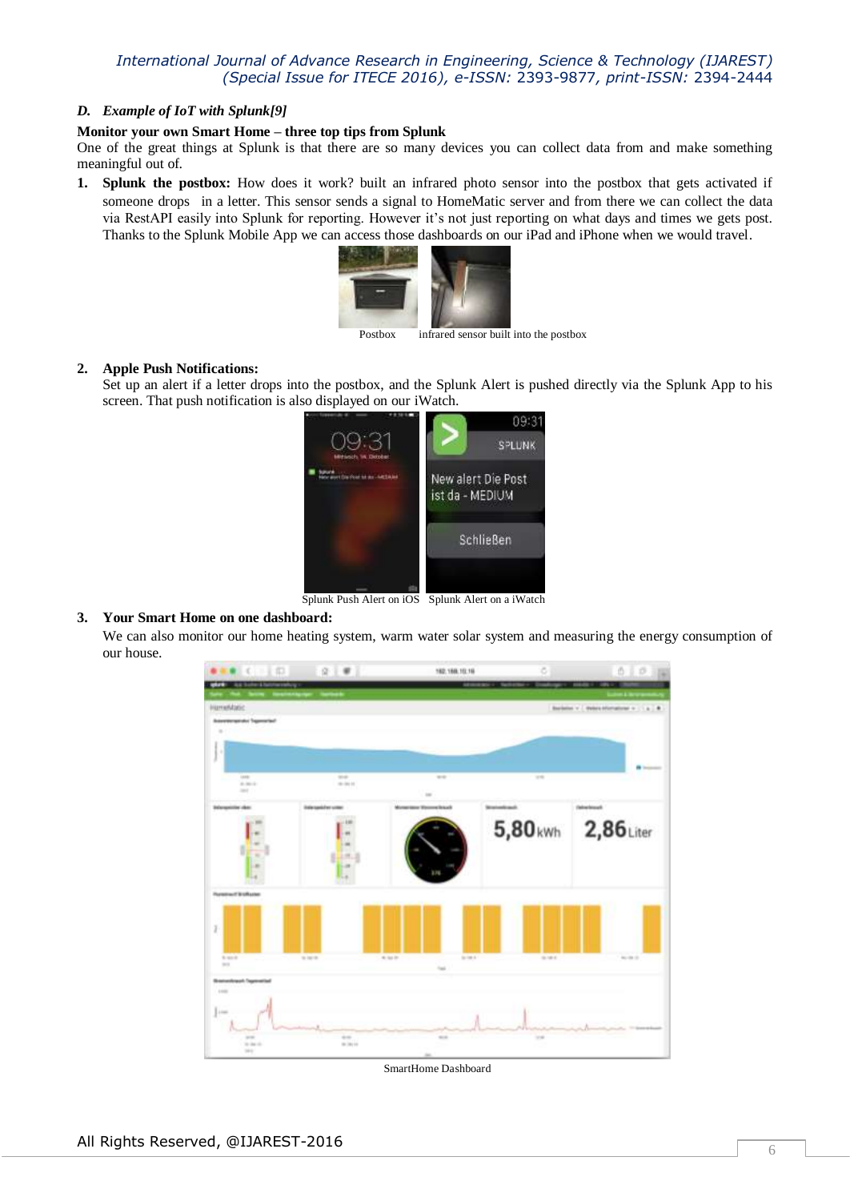### D. *Example of IoT with Splunk[9]*

**Monitor your own Smart Home – three top tips from Splunk**

One of the great things at Splunk is that there are so many devices you can collect data from and make something meaningful out of.

1. **Splunk the postbox:** How does it work? built an infrared photo sensor into the postbox that gets activated if someone drops in a letter. This sensor sends a signal to HomeMatic server and from there we can collect the data via RestAPI easily into Splunk for reporting. However it's not just reporting on what days and times we gets post. Thanks to the Splunk Mobile App we can access those dashboards on our iPad and iPhone when we would travel.

Postbox infrared sensor built into the postbox

2. **Apple Push Notifications:**
Set up an alert if a letter drops into the postbox, and the Splunk Alert is pushed directly via the Splunk App to his screen. That push notification is also displayed on our iWatch.

Splunk Push Alert on iOS Splunk Alert on a iWatch

3. **Your Smart Home on one dashboard:**
We can also monitor our home heating system, warm water solar system and measuring the energy consumption of our house.

SmartHome Dashboard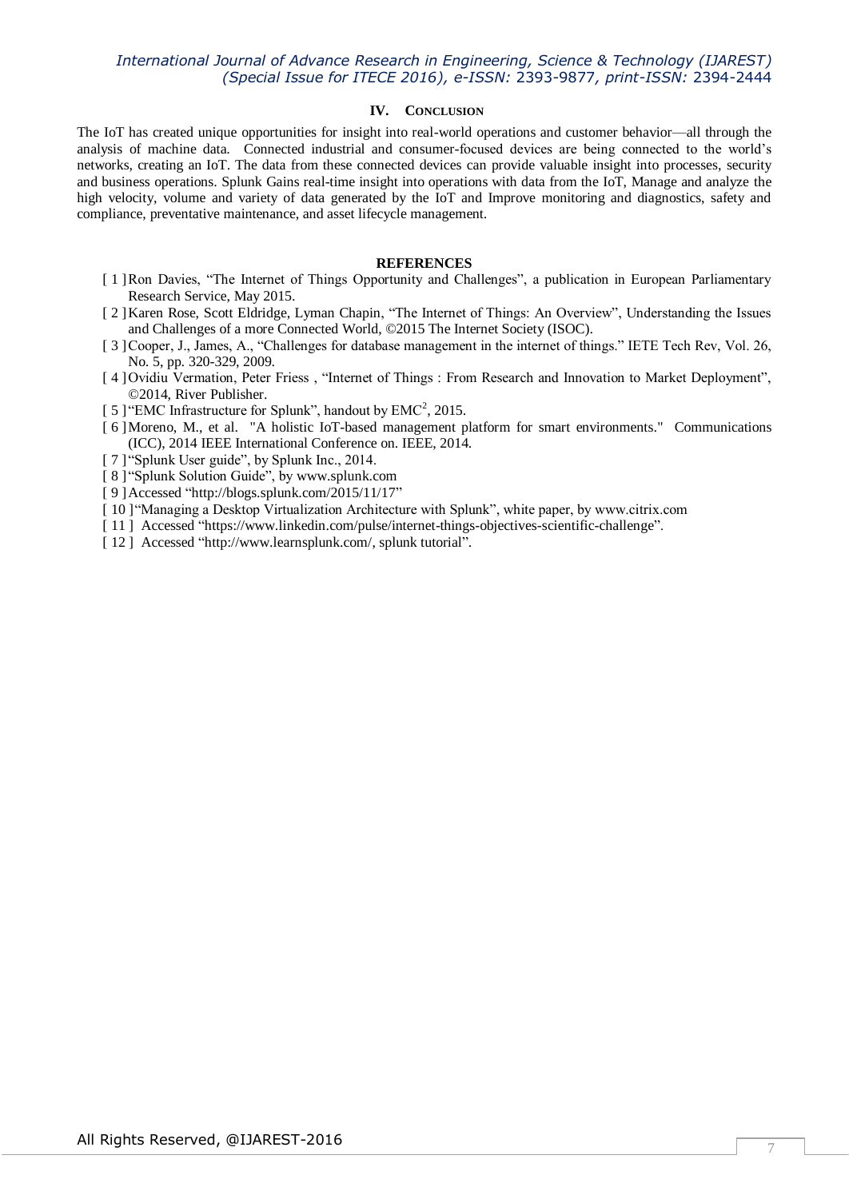## IV. CONCLUSION

The IoT has created unique opportunities for insight into real-world operations and customer behavior—all through the analysis of machine data. Connected industrial and consumer-focused devices are being connected to the world's networks, creating an IoT. The data from these connected devices can provide valuable insight into processes, security and business operations. Splunk Gains real-time insight into operations with data from the IoT, Manage and analyze the high velocity, volume and variety of data generated by the IoT and Improve monitoring and diagnostics, safety and compliance, preventative maintenance, and asset lifecycle management.

## REFERENCES

[ 1 ] Ron Davies, "The Internet of Things Opportunity and Challenges", a publication in European Parliamentary Research Service, May 2015.

[ 2 ] Karen Rose, Scott Eldridge, Lyman Chapin, "The Internet of Things: An Overview", Understanding the Issues and Challenges of a more Connected World, ©2015 The Internet Society (ISOC).

[ 3 ] Cooper, J., James, A., "Challenges for database management in the internet of things." IETE Tech Rev, Vol. 26, No. 5, pp. 320-329, 2009.

[ 4 ] Ovidiu Vermation, Peter Friess , "Internet of Things : From Research and Innovation to Market Deployment", ©2014, River Publisher.

[ 5 ] "EMC Infrastructure for Splunk", handout by $EMC^2$, 2015.

[ 6 ] Moreno, M., et al. "A holistic IoT-based management platform for smart environments." Communications (ICC), 2014 IEEE International Conference on. IEEE, 2014.

[ 7 ] "Splunk User guide", by Splunk Inc., 2014.

[ 8 ] "Splunk Solution Guide", by www.splunk.com

[ 9 ] Accessed "http://blogs.splunk.com/2015/11/17"

[ 10 ] "Managing a Desktop Virtualization Architecture with Splunk", white paper, by www.citrix.com

[ 11 ] Accessed "https://www.linkedin.com/pulse/internet-things-objectives-scientific-challenge".

[ 12 ] Accessed "http://www.learnsplunk.com/, splunk tutorial".